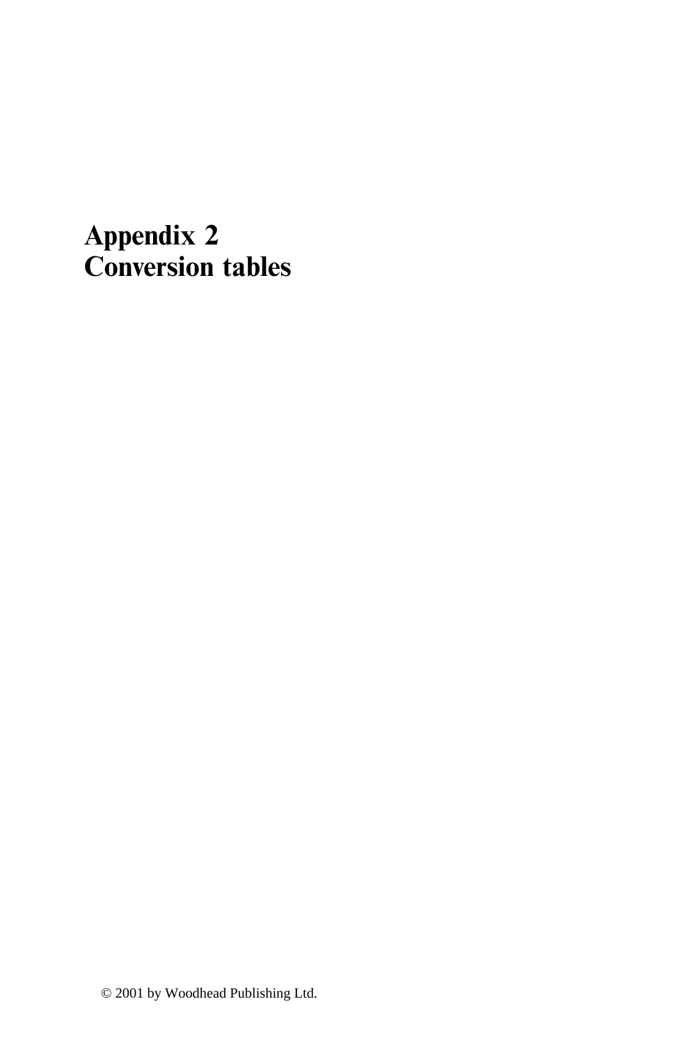# Appendix 2
# Conversion tables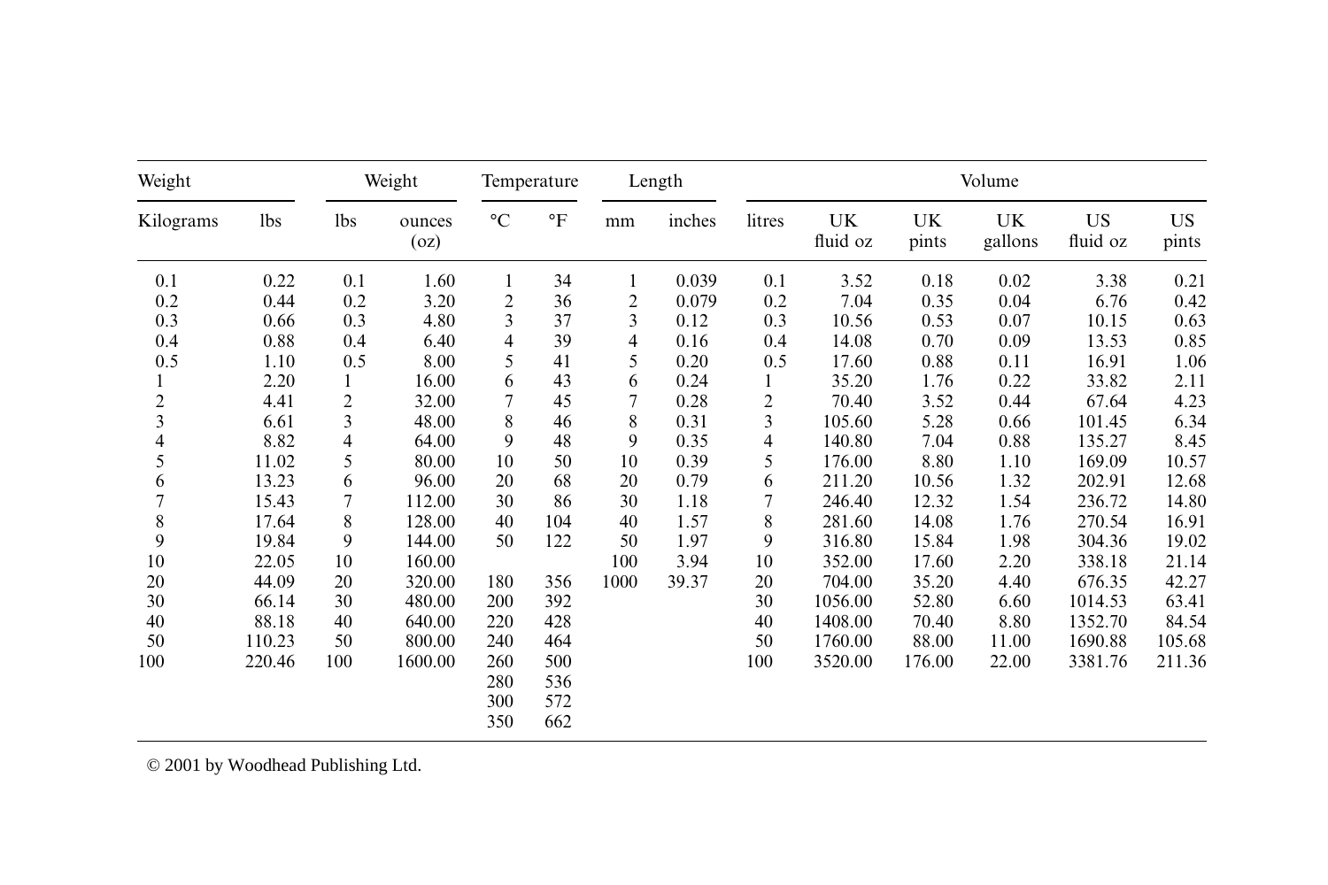| Weight | | Weight | | Temperature | | Length | | Volume | | | | | |
|---|---|---|---|---|---|---|---|---|---|---|---|---|---|
| Kilograms | lbs | lbs | ounces (oz) | °C | °F | mm | inches | litres | UK fluid oz | UK pints | UK gallons | US fluid oz | US pints |
| 0.1 | 0.22 | 0.1 | 1.60 | 1 | 34 | 1 | 0.039 | 0.1 | 3.52 | 0.18 | 0.02 | 3.38 | 0.21 |
| 0.2 | 0.44 | 0.2 | 3.20 | 2 | 36 | 2 | 0.079 | 0.2 | 7.04 | 0.35 | 0.04 | 6.76 | 0.42 |
| 0.3 | 0.66 | 0.3 | 4.80 | 3 | 37 | 3 | 0.12 | 0.3 | 10.56 | 0.53 | 0.07 | 10.15 | 0.63 |
| 0.4 | 0.88 | 0.4 | 6.40 | 4 | 39 | 4 | 0.16 | 0.4 | 14.08 | 0.70 | 0.09 | 13.53 | 0.85 |
| 0.5 | 1.10 | 0.5 | 8.00 | 5 | 41 | 5 | 0.20 | 0.5 | 17.60 | 0.88 | 0.11 | 16.91 | 1.06 |
| 1 | 2.20 | 1 | 16.00 | 6 | 43 | 6 | 0.24 | 1 | 35.20 | 1.76 | 0.22 | 33.82 | 2.11 |
| 2 | 4.41 | 2 | 32.00 | 7 | 45 | 7 | 0.28 | 2 | 70.40 | 3.52 | 0.44 | 67.64 | 4.23 |
| 3 | 6.61 | 3 | 48.00 | 8 | 46 | 8 | 0.31 | 3 | 105.60 | 5.28 | 0.66 | 101.45 | 6.34 |
| 4 | 8.82 | 4 | 64.00 | 9 | 48 | 9 | 0.35 | 4 | 140.80 | 7.04 | 0.88 | 135.27 | 8.45 |
| 5 | 11.02 | 5 | 80.00 | 10 | 50 | 10 | 0.39 | 5 | 176.00 | 8.80 | 1.10 | 169.09 | 10.57 |
| 6 | 13.23 | 6 | 96.00 | 20 | 68 | 20 | 0.79 | 6 | 211.20 | 10.56 | 1.32 | 202.91 | 12.68 |
| 7 | 15.43 | 7 | 112.00 | 30 | 86 | 30 | 1.18 | 7 | 246.40 | 12.32 | 1.54 | 236.72 | 14.80 |
| 8 | 17.64 | 8 | 128.00 | 40 | 104 | 40 | 1.57 | 8 | 281.60 | 14.08 | 1.76 | 270.54 | 16.91 |
| 9 | 19.84 | 9 | 144.00 | 50 | 122 | 50 | 1.97 | 9 | 316.80 | 15.84 | 1.98 | 304.36 | 19.02 |
| 10 | 22.05 | 10 | 160.00 | | | 100 | 3.94 | 10 | 352.00 | 17.60 | 2.20 | 338.18 | 21.14 |
| 20 | 44.09 | 20 | 320.00 | 180 | 356 | 1000 | 39.37 | 20 | 704.00 | 35.20 | 4.40 | 676.35 | 42.27 |
| 30 | 66.14 | 30 | 480.00 | 200 | 392 | | | 30 | 1056.00 | 52.80 | 6.60 | 1014.53 | 63.41 |
| 40 | 88.18 | 40 | 640.00 | 220 | 428 | | | 40 | 1408.00 | 70.40 | 8.80 | 1352.70 | 84.54 |
| 50 | 110.23 | 50 | 800.00 | 240 | 464 | | | 50 | 1760.00 | 88.00 | 11.00 | 1690.88 | 105.68 |
| 100 | 220.46 | 100 | 1600.00 | 260 | 500 | | | 100 | 3520.00 | 176.00 | 22.00 | 3381.76 | 211.36 |
| | | | | 280 | 536 | | | | | | | | |
| | | | | 300 | 572 | | | | | | | | |
| | | | | 350 | 662 | | | | | | | | |

© 2001 by Woodhead Publishing Ltd.